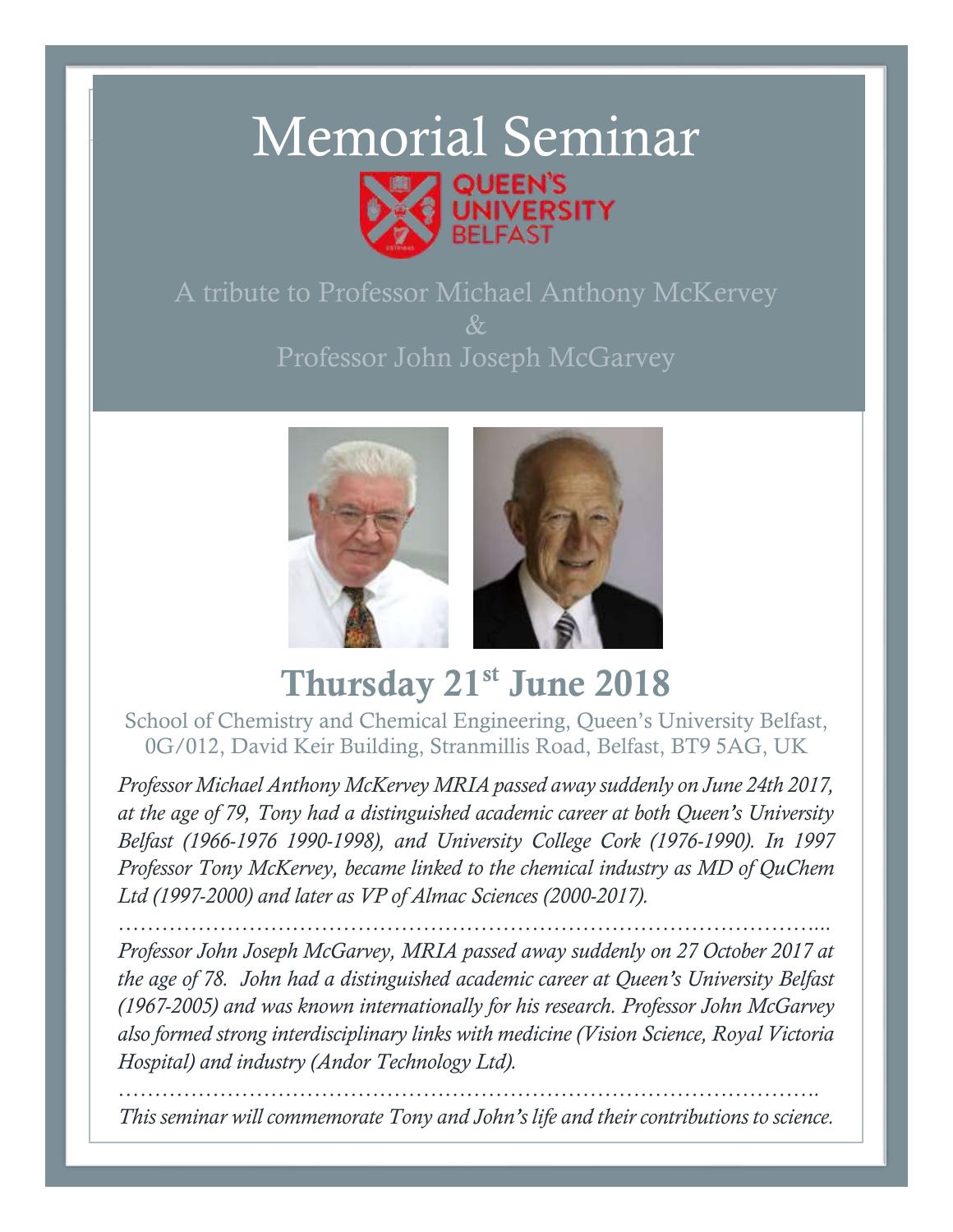# Memorial Seminar

QUEEN'S UNIVERSITY BELFAST

A tribute to Professor Michael Anthony McKervey

&

Professor John Joseph McGarvey

## Thursday 21st June 2018

School of Chemistry and Chemical Engineering, Queen's University Belfast, 0G/012, David Keir Building, Stranmillis Road, Belfast, BT9 5AG, UK

*Professor Michael Anthony McKervey MRIA passed away suddenly on June 24th 2017, at the age of 79, Tony had a distinguished academic career at both Queen's University Belfast (1966-1976 1990-1998), and University College Cork (1976-1990). In 1997 Professor Tony McKervey, became linked to the chemical industry as MD of QuChem Ltd (1997-2000) and later as VP of Almac Sciences (2000-2017).*

*…………………………………………………………………………………...*

*Professor John Joseph McGarvey, MRIA passed away suddenly on 27 October 2017 at the age of 78. John had a distinguished academic career at Queen's University Belfast (1967-2005) and was known internationally for his research. Professor John McGarvey also formed strong interdisciplinary links with medicine (Vision Science, Royal Victoria Hospital) and industry (Andor Technology Ltd).*

*……………………………………………………………………………………….*

*This seminar will commemorate Tony and John's life and their contributions to science.*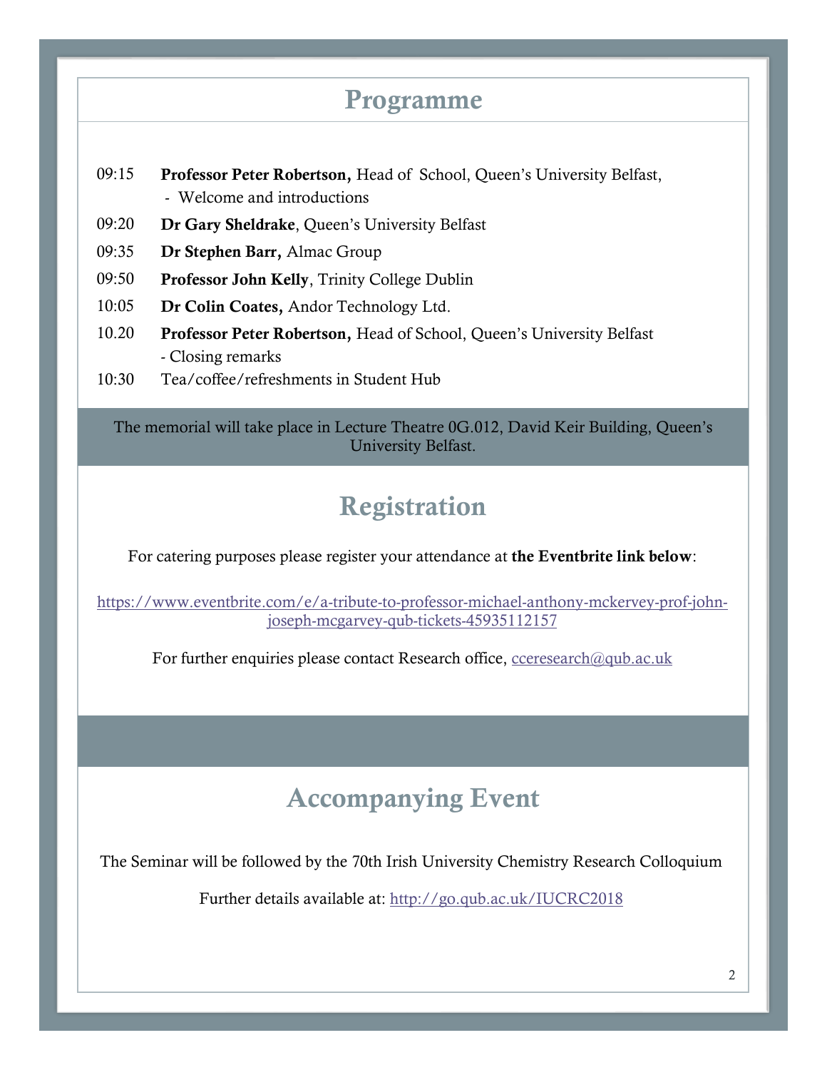## Programme

09:15 **Professor Peter Robertson,** Head of School, Queen's University Belfast,
- Welcome and introductions

09:20 **Dr Gary Sheldrake**, Queen's University Belfast

09:35 **Dr Stephen Barr,** Almac Group

09:50 **Professor John Kelly**, Trinity College Dublin

10:05 **Dr Colin Coates,** Andor Technology Ltd.

10.20 **Professor Peter Robertson,** Head of School, Queen's University Belfast
- Closing remarks

10:30 Tea/coffee/refreshments in Student Hub

The memorial will take place in Lecture Theatre 0G.012, David Keir Building, Queen's University Belfast.

## Registration

For catering purposes please register your attendance at **the Eventbrite link below**:

https://www.eventbrite.com/e/a-tribute-to-professor-michael-anthony-mckervey-prof-john-joseph-mcgarvey-qub-tickets-45935112157

For further enquiries please contact Research office, cceresearch@qub.ac.uk

## Accompanying Event

The Seminar will be followed by the 70th Irish University Chemistry Research Colloquium

Further details available at: http://go.qub.ac.uk/IUCRC2018